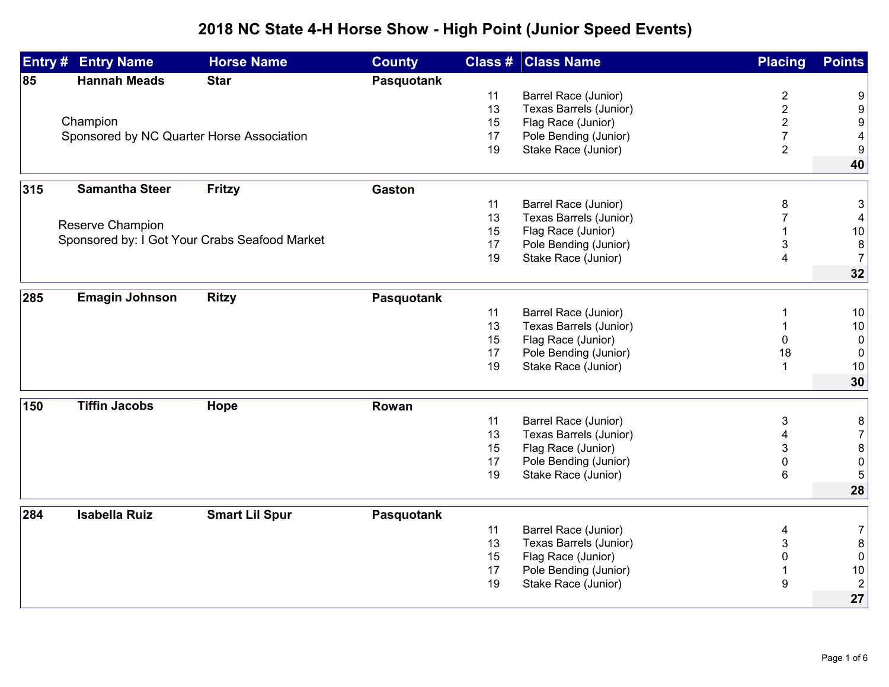# 2018 NC State 4-H Horse Show - High Point (Junior Speed Events)

| Entry # | Entry Name | Horse Name | County | Class # | Class Name | Placing | Points |
|---|---|---|---|---|---|---|---|
| **85** | **Hannah Meads** | **Star** | **Pasquotank** | | | | |
| | | | | 11 | Barrel Race (Junior) | 2 | 9 |
| | | | | 13 | Texas Barrels (Junior) | 2 | 9 |
| | Champion | | | 15 | Flag Race (Junior) | 2 | 9 |
| | Sponsored by NC Quarter Horse Association | | | 17 | Pole Bending (Junior) | 7 | 4 |
| | | | | 19 | Stake Race (Junior) | 2 | 9 |
| | | | | | | | **40** |
| **315** | **Samantha Steer** | **Fritzy** | **Gaston** | | | | |
| | | | | 11 | Barrel Race (Junior) | 8 | 3 |
| | Reserve Champion | | | 13 | Texas Barrels (Junior) | 7 | 4 |
| | Sponsored by: I Got Your Crabs Seafood Market | | | 15 | Flag Race (Junior) | 1 | 10 |
| | | | | 17 | Pole Bending (Junior) | 3 | 8 |
| | | | | 19 | Stake Race (Junior) | 4 | 7 |
| | | | | | | | **32** |
| **285** | **Emagin Johnson** | **Ritzy** | **Pasquotank** | | | | |
| | | | | 11 | Barrel Race (Junior) | 1 | 10 |
| | | | | 13 | Texas Barrels (Junior) | 1 | 10 |
| | | | | 15 | Flag Race (Junior) | 0 | 0 |
| | | | | 17 | Pole Bending (Junior) | 18 | 0 |
| | | | | 19 | Stake Race (Junior) | 1 | 10 |
| | | | | | | | **30** |
| **150** | **Tiffin Jacobs** | **Hope** | **Rowan** | | | | |
| | | | | 11 | Barrel Race (Junior) | 3 | 8 |
| | | | | 13 | Texas Barrels (Junior) | 4 | 7 |
| | | | | 15 | Flag Race (Junior) | 3 | 8 |
| | | | | 17 | Pole Bending (Junior) | 0 | 0 |
| | | | | 19 | Stake Race (Junior) | 6 | 5 |
| | | | | | | | **28** |
| **284** | **Isabella Ruiz** | **Smart Lil Spur** | **Pasquotank** | | | | |
| | | | | 11 | Barrel Race (Junior) | 4 | 7 |
| | | | | 13 | Texas Barrels (Junior) | 3 | 8 |
| | | | | 15 | Flag Race (Junior) | 0 | 0 |
| | | | | 17 | Pole Bending (Junior) | 1 | 10 |
| | | | | 19 | Stake Race (Junior) | 9 | 2 |
| | | | | | | | **27** |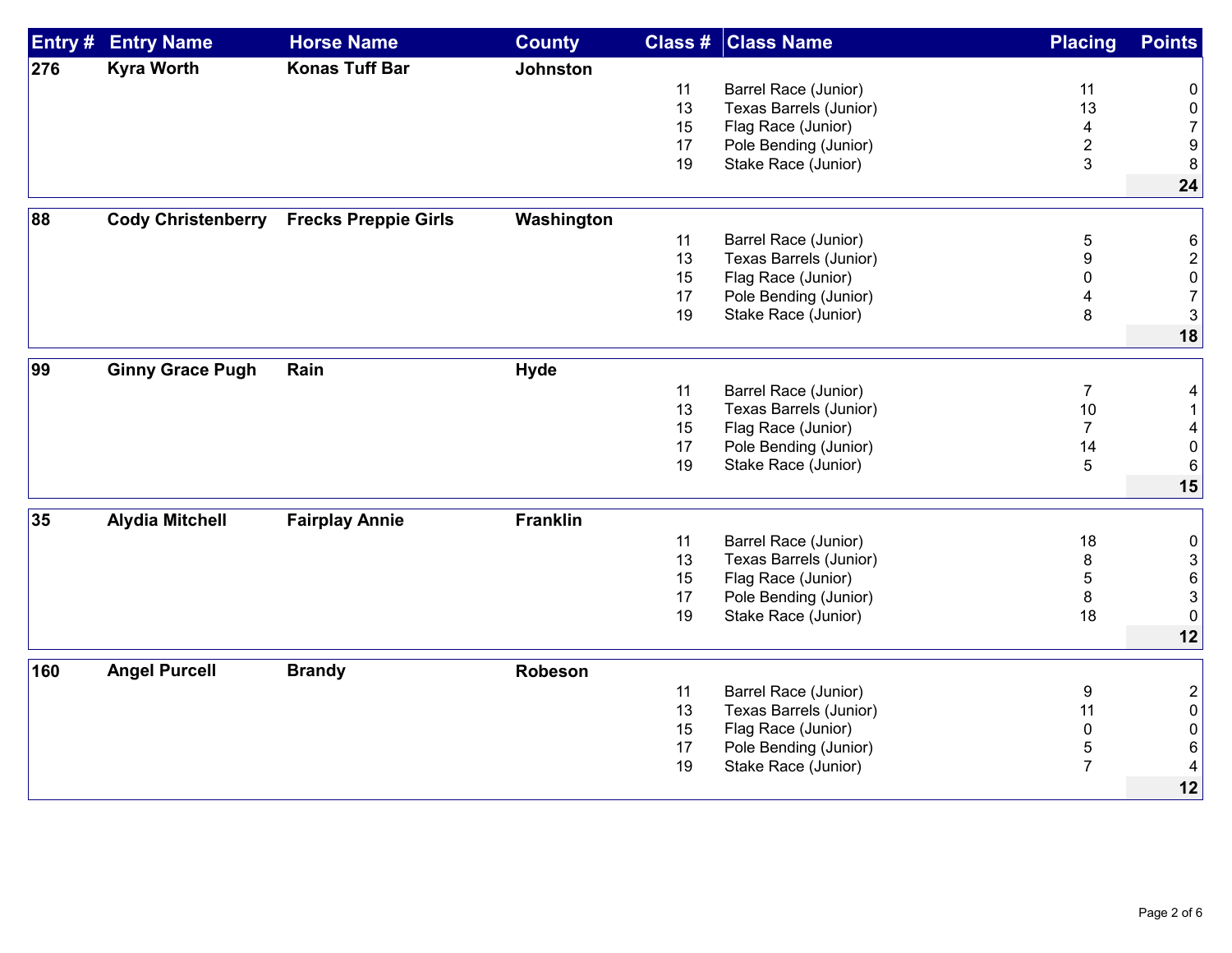| Entry # | Entry Name | Horse Name | County | Class # | Class Name | Placing | Points |
|---|---|---|---|---|---|---|---|
| **276** | **Kyra Worth** | **Konas Tuff Bar** | **Johnston** | | | | |
| | | | | 11 | Barrel Race (Junior) | 11 | 0 |
| | | | | 13 | Texas Barrels (Junior) | 13 | 0 |
| | | | | 15 | Flag Race (Junior) | 4 | 7 |
| | | | | 17 | Pole Bending (Junior) | 2 | 9 |
| | | | | 19 | Stake Race (Junior) | 3 | 8 |
| | | | | | | | **24** |
| **88** | **Cody Christenberry** | **Frecks Preppie Girls** | **Washington** | | | | |
| | | | | 11 | Barrel Race (Junior) | 5 | 6 |
| | | | | 13 | Texas Barrels (Junior) | 9 | 2 |
| | | | | 15 | Flag Race (Junior) | 0 | 0 |
| | | | | 17 | Pole Bending (Junior) | 4 | 7 |
| | | | | 19 | Stake Race (Junior) | 8 | 3 |
| | | | | | | | **18** |
| **99** | **Ginny Grace Pugh** | **Rain** | **Hyde** | | | | |
| | | | | 11 | Barrel Race (Junior) | 7 | 4 |
| | | | | 13 | Texas Barrels (Junior) | 10 | 1 |
| | | | | 15 | Flag Race (Junior) | 7 | 4 |
| | | | | 17 | Pole Bending (Junior) | 14 | 0 |
| | | | | 19 | Stake Race (Junior) | 5 | 6 |
| | | | | | | | **15** |
| **35** | **Alydia Mitchell** | **Fairplay Annie** | **Franklin** | | | | |
| | | | | 11 | Barrel Race (Junior) | 18 | 0 |
| | | | | 13 | Texas Barrels (Junior) | 8 | 3 |
| | | | | 15 | Flag Race (Junior) | 5 | 6 |
| | | | | 17 | Pole Bending (Junior) | 8 | 3 |
| | | | | 19 | Stake Race (Junior) | 18 | 0 |
| | | | | | | | **12** |
| **160** | **Angel Purcell** | **Brandy** | **Robeson** | | | | |
| | | | | 11 | Barrel Race (Junior) | 9 | 2 |
| | | | | 13 | Texas Barrels (Junior) | 11 | 0 |
| | | | | 15 | Flag Race (Junior) | 0 | 0 |
| | | | | 17 | Pole Bending (Junior) | 5 | 6 |
| | | | | 19 | Stake Race (Junior) | 7 | 4 |
| | | | | | | | **12** |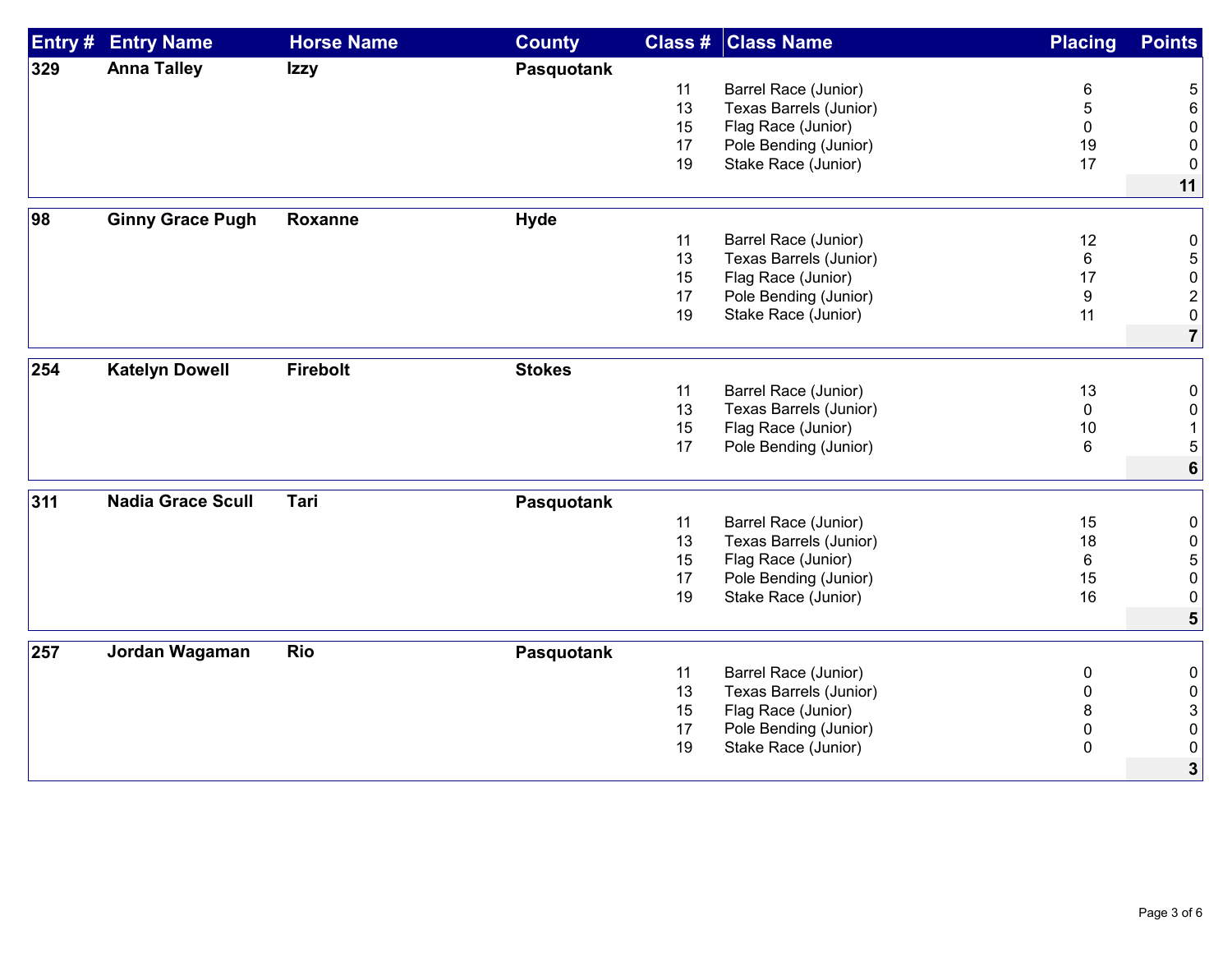| Entry # | Entry Name | Horse Name | County | Class # | Class Name | Placing | Points |
|---|---|---|---|---|---|---|---|
| **329** | **Anna Talley** | **Izzy** | **Pasquotank** | | | | |
| | | | | 11 | Barrel Race (Junior) | 6 | 5 |
| | | | | 13 | Texas Barrels (Junior) | 5 | 6 |
| | | | | 15 | Flag Race (Junior) | 0 | 0 |
| | | | | 17 | Pole Bending (Junior) | 19 | 0 |
| | | | | 19 | Stake Race (Junior) | 17 | 0 |
| | | | | | | | **11** |
| **98** | **Ginny Grace Pugh** | **Roxanne** | **Hyde** | | | | |
| | | | | 11 | Barrel Race (Junior) | 12 | 0 |
| | | | | 13 | Texas Barrels (Junior) | 6 | 5 |
| | | | | 15 | Flag Race (Junior) | 17 | 0 |
| | | | | 17 | Pole Bending (Junior) | 9 | 2 |
| | | | | 19 | Stake Race (Junior) | 11 | 0 |
| | | | | | | | **7** |
| **254** | **Katelyn Dowell** | **Firebolt** | **Stokes** | | | | |
| | | | | 11 | Barrel Race (Junior) | 13 | 0 |
| | | | | 13 | Texas Barrels (Junior) | 0 | 0 |
| | | | | 15 | Flag Race (Junior) | 10 | 1 |
| | | | | 17 | Pole Bending (Junior) | 6 | 5 |
| | | | | | | | **6** |
| **311** | **Nadia Grace Scull** | **Tari** | **Pasquotank** | | | | |
| | | | | 11 | Barrel Race (Junior) | 15 | 0 |
| | | | | 13 | Texas Barrels (Junior) | 18 | 0 |
| | | | | 15 | Flag Race (Junior) | 6 | 5 |
| | | | | 17 | Pole Bending (Junior) | 15 | 0 |
| | | | | 19 | Stake Race (Junior) | 16 | 0 |
| | | | | | | | **5** |
| **257** | **Jordan Wagaman** | **Rio** | **Pasquotank** | | | | |
| | | | | 11 | Barrel Race (Junior) | 0 | 0 |
| | | | | 13 | Texas Barrels (Junior) | 0 | 0 |
| | | | | 15 | Flag Race (Junior) | 8 | 3 |
| | | | | 17 | Pole Bending (Junior) | 0 | 0 |
| | | | | 19 | Stake Race (Junior) | 0 | 0 |
| | | | | | | | **3** |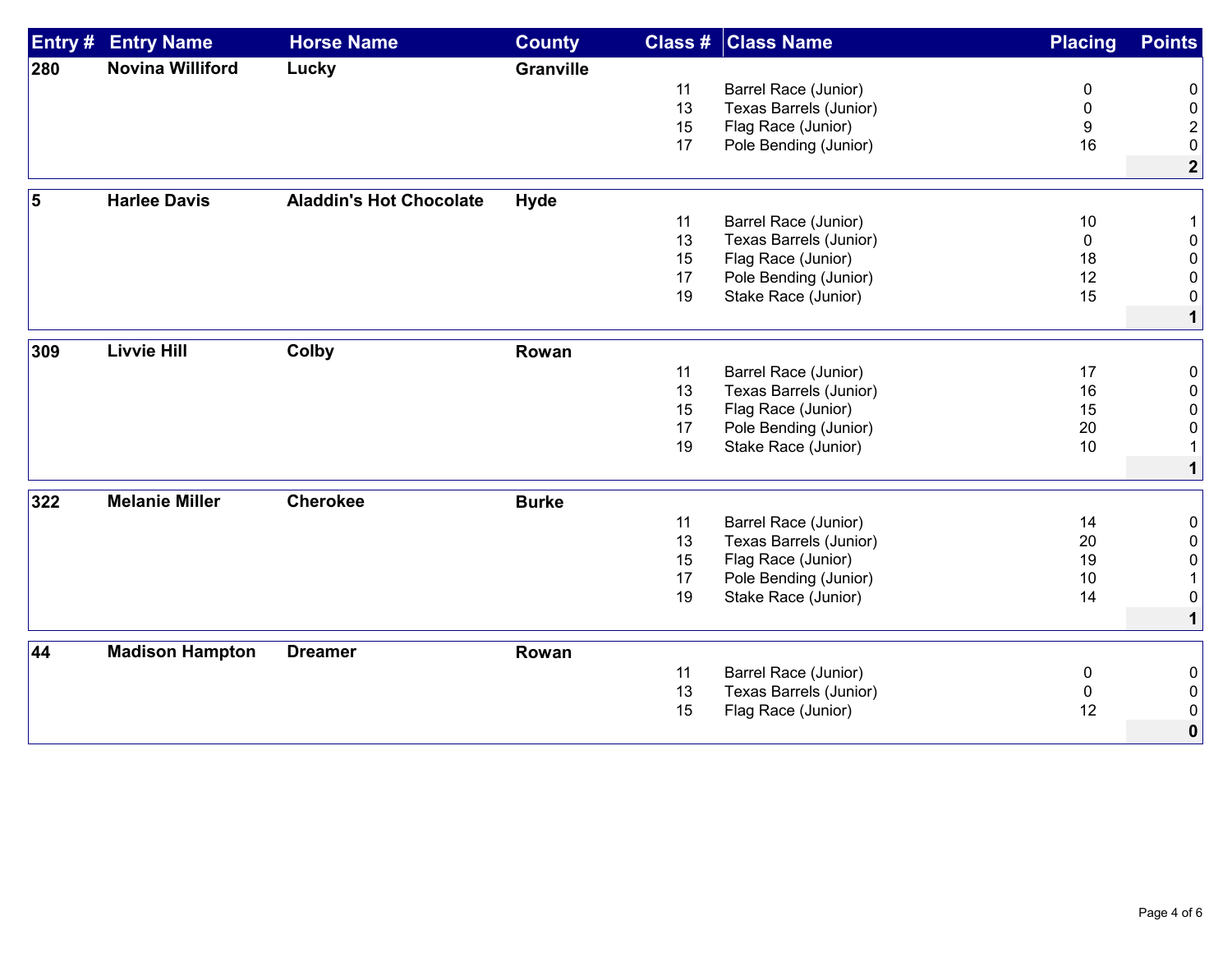| Entry # | Entry Name | Horse Name | County | Class # | Class Name | Placing | Points |
|---|---|---|---|---|---|---|---|
| 280 | Novina Williford | Lucky | Granville | | | | |
| | | | | 11 | Barrel Race (Junior) | 0 | 0 |
| | | | | 13 | Texas Barrels (Junior) | 0 | 0 |
| | | | | 15 | Flag Race (Junior) | 9 | 2 |
| | | | | 17 | Pole Bending (Junior) | 16 | 0 |
| | | | | | | | **2** |
| 5 | Harlee Davis | Aladdin's Hot Chocolate | Hyde | | | | |
| | | | | 11 | Barrel Race (Junior) | 10 | 1 |
| | | | | 13 | Texas Barrels (Junior) | 0 | 0 |
| | | | | 15 | Flag Race (Junior) | 18 | 0 |
| | | | | 17 | Pole Bending (Junior) | 12 | 0 |
| | | | | 19 | Stake Race (Junior) | 15 | 0 |
| | | | | | | | **1** |
| 309 | Livvie Hill | Colby | Rowan | | | | |
| | | | | 11 | Barrel Race (Junior) | 17 | 0 |
| | | | | 13 | Texas Barrels (Junior) | 16 | 0 |
| | | | | 15 | Flag Race (Junior) | 15 | 0 |
| | | | | 17 | Pole Bending (Junior) | 20 | 0 |
| | | | | 19 | Stake Race (Junior) | 10 | 1 |
| | | | | | | | **1** |
| 322 | Melanie Miller | Cherokee | Burke | | | | |
| | | | | 11 | Barrel Race (Junior) | 14 | 0 |
| | | | | 13 | Texas Barrels (Junior) | 20 | 0 |
| | | | | 15 | Flag Race (Junior) | 19 | 0 |
| | | | | 17 | Pole Bending (Junior) | 10 | 1 |
| | | | | 19 | Stake Race (Junior) | 14 | 0 |
| | | | | | | | **1** |
| 44 | Madison Hampton | Dreamer | Rowan | | | | |
| | | | | 11 | Barrel Race (Junior) | 0 | 0 |
| | | | | 13 | Texas Barrels (Junior) | 0 | 0 |
| | | | | 15 | Flag Race (Junior) | 12 | 0 |
| | | | | | | | **0** |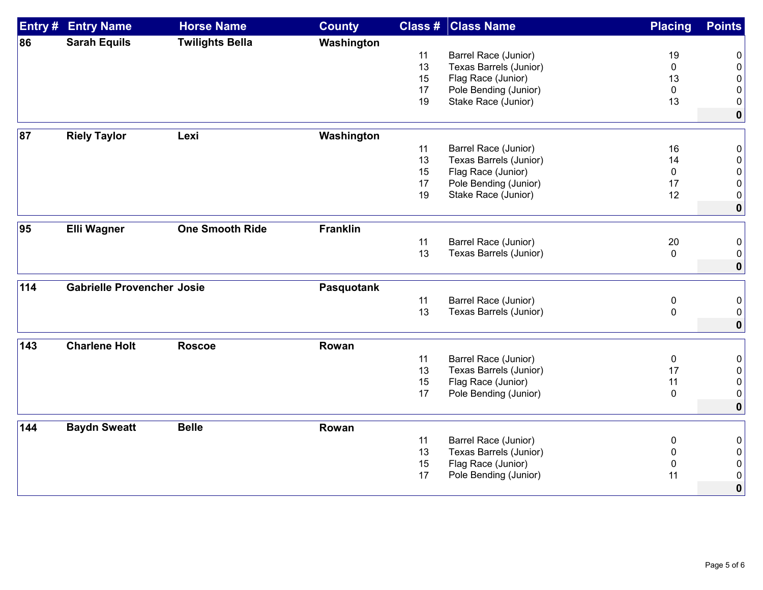| Entry # | Entry Name | Horse Name | County | Class # | Class Name | Placing | Points |
|---|---|---|---|---|---|---|---|
| 86 | Sarah Equils | Twilights Bella | Washington | | | | |
| | | | | 11 | Barrel Race (Junior) | 19 | 0 |
| | | | | 13 | Texas Barrels (Junior) | 0 | 0 |
| | | | | 15 | Flag Race (Junior) | 13 | 0 |
| | | | | 17 | Pole Bending (Junior) | 0 | 0 |
| | | | | 19 | Stake Race (Junior) | 13 | 0 |
| | | | | | | | **0** |
| 87 | Riely Taylor | Lexi | Washington | | | | |
| | | | | 11 | Barrel Race (Junior) | 16 | 0 |
| | | | | 13 | Texas Barrels (Junior) | 14 | 0 |
| | | | | 15 | Flag Race (Junior) | 0 | 0 |
| | | | | 17 | Pole Bending (Junior) | 17 | 0 |
| | | | | 19 | Stake Race (Junior) | 12 | 0 |
| | | | | | | | **0** |
| 95 | Elli Wagner | One Smooth Ride | Franklin | | | | |
| | | | | 11 | Barrel Race (Junior) | 20 | 0 |
| | | | | 13 | Texas Barrels (Junior) | 0 | 0 |
| | | | | | | | **0** |
| 114 | Gabrielle Provencher | Josie | Pasquotank | | | | |
| | | | | 11 | Barrel Race (Junior) | 0 | 0 |
| | | | | 13 | Texas Barrels (Junior) | 0 | 0 |
| | | | | | | | **0** |
| 143 | Charlene Holt | Roscoe | Rowan | | | | |
| | | | | 11 | Barrel Race (Junior) | 0 | 0 |
| | | | | 13 | Texas Barrels (Junior) | 17 | 0 |
| | | | | 15 | Flag Race (Junior) | 11 | 0 |
| | | | | 17 | Pole Bending (Junior) | 0 | 0 |
| | | | | | | | **0** |
| 144 | Baydn Sweatt | Belle | Rowan | | | | |
| | | | | 11 | Barrel Race (Junior) | 0 | 0 |
| | | | | 13 | Texas Barrels (Junior) | 0 | 0 |
| | | | | 15 | Flag Race (Junior) | 0 | 0 |
| | | | | 17 | Pole Bending (Junior) | 11 | 0 |
| | | | | | | | **0** |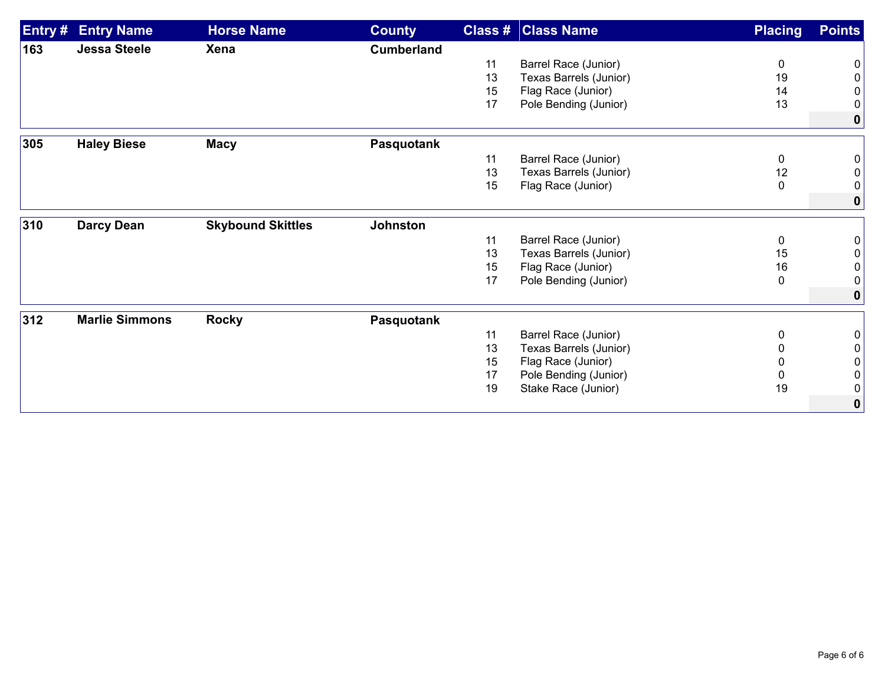| Entry # | Entry Name | Horse Name | County | Class # | Class Name | Placing | Points |
|---|---|---|---|---|---|---|---|
| **163** | **Jessa Steele** | **Xena** | **Cumberland** | | | | |
| | | | | 11 | Barrel Race (Junior) | 0 | 0 |
| | | | | 13 | Texas Barrels (Junior) | 19 | 0 |
| | | | | 15 | Flag Race (Junior) | 14 | 0 |
| | | | | 17 | Pole Bending (Junior) | 13 | 0 |
| | | | | | | | **0** |
| **305** | **Haley Biese** | **Macy** | **Pasquotank** | | | | |
| | | | | 11 | Barrel Race (Junior) | 0 | 0 |
| | | | | 13 | Texas Barrels (Junior) | 12 | 0 |
| | | | | 15 | Flag Race (Junior) | 0 | 0 |
| | | | | | | | **0** |
| **310** | **Darcy Dean** | **Skybound Skittles** | **Johnston** | | | | |
| | | | | 11 | Barrel Race (Junior) | 0 | 0 |
| | | | | 13 | Texas Barrels (Junior) | 15 | 0 |
| | | | | 15 | Flag Race (Junior) | 16 | 0 |
| | | | | 17 | Pole Bending (Junior) | 0 | 0 |
| | | | | | | | **0** |
| **312** | **Marlie Simmons** | **Rocky** | **Pasquotank** | | | | |
| | | | | 11 | Barrel Race (Junior) | 0 | 0 |
| | | | | 13 | Texas Barrels (Junior) | 0 | 0 |
| | | | | 15 | Flag Race (Junior) | 0 | 0 |
| | | | | 17 | Pole Bending (Junior) | 0 | 0 |
| | | | | 19 | Stake Race (Junior) | 19 | 0 |
| | | | | | | | **0** |